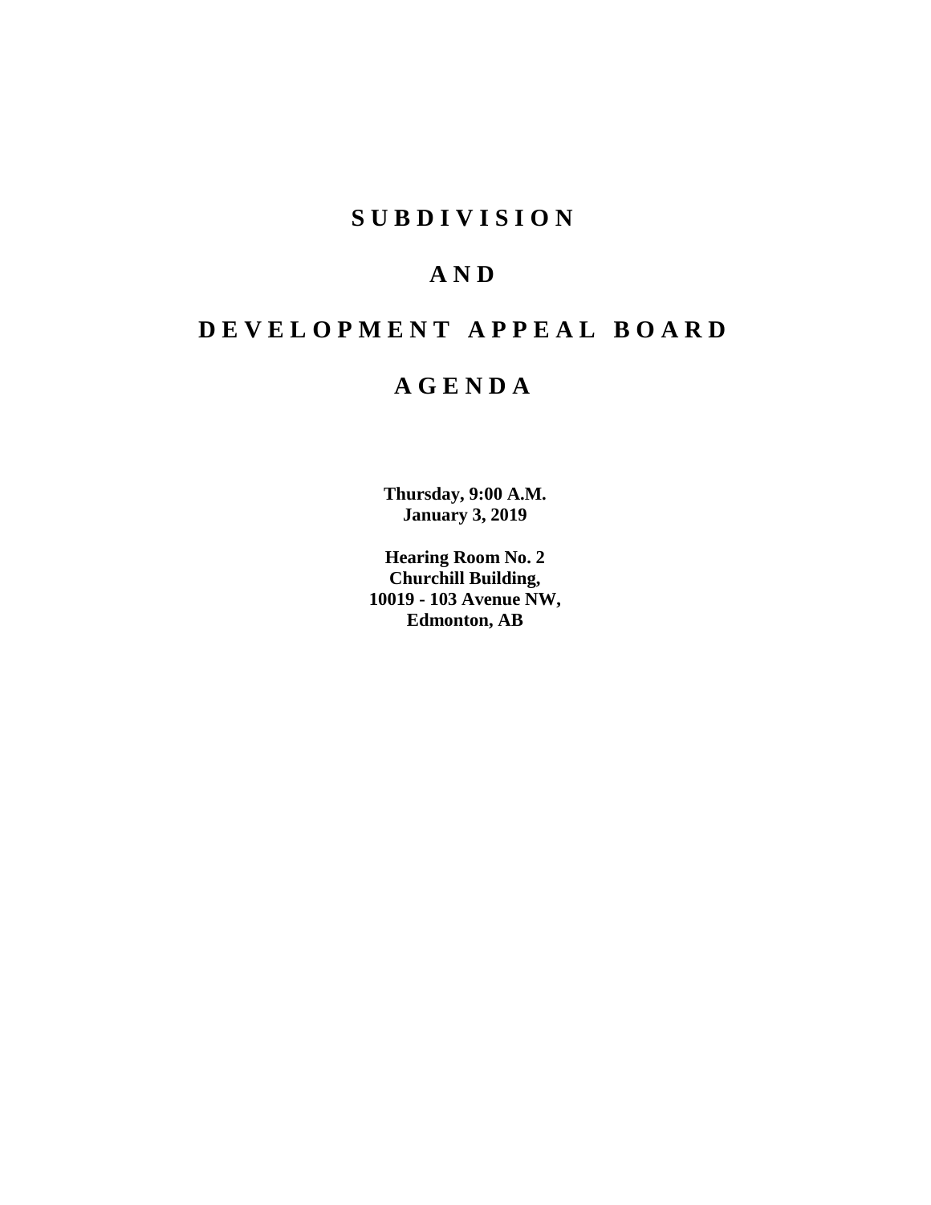# S U B D I V I S I O N

# A N D

# D E V E L O P M E N T   A P P E A L   B O A R D

# A G E N D A

**Thursday, 9:00 A.M.**
**January 3, 2019**

**Hearing Room No. 2**
**Churchill Building,**
**10019 - 103 Avenue NW,**
**Edmonton, AB**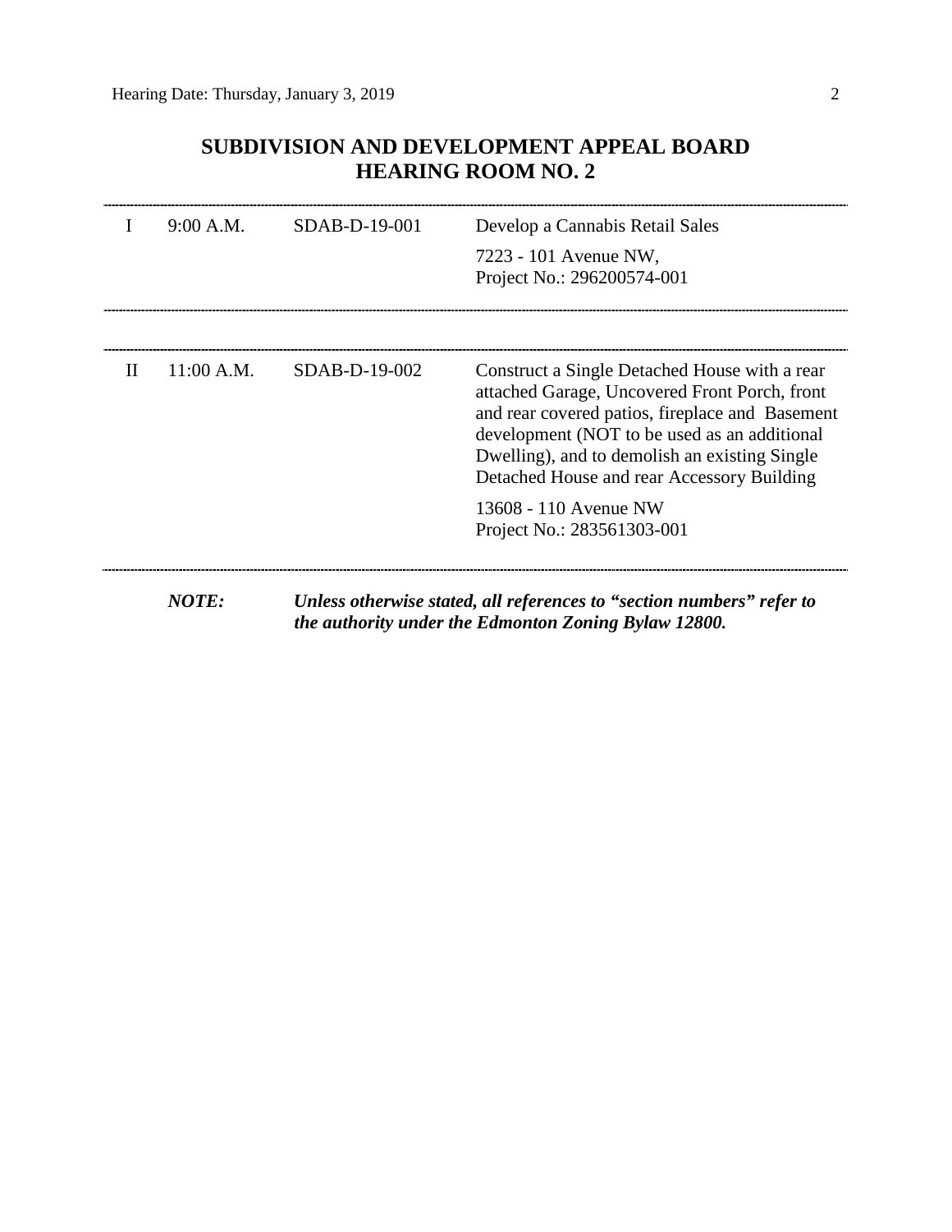# SUBDIVISION AND DEVELOPMENT APPEAL BOARD
## HEARING ROOM NO. 2

| | | | |
|---|---|---|---|
| I | 9:00 A.M. | SDAB-D-19-001 | Develop a Cannabis Retail Sales<br><br>7223 - 101 Avenue NW,<br>Project No.: 296200574-001 |
| II | 11:00 A.M. | SDAB-D-19-002 | Construct a Single Detached House with a rear attached Garage, Uncovered Front Porch, front and rear covered patios, fireplace and Basement development (NOT to be used as an additional Dwelling), and to demolish an existing Single Detached House and rear Accessory Building<br><br>13608 - 110 Avenue NW<br>Project No.: 283561303-001 |

***NOTE:*** ***Unless otherwise stated, all references to "section numbers" refer to the authority under the Edmonton Zoning Bylaw 12800.***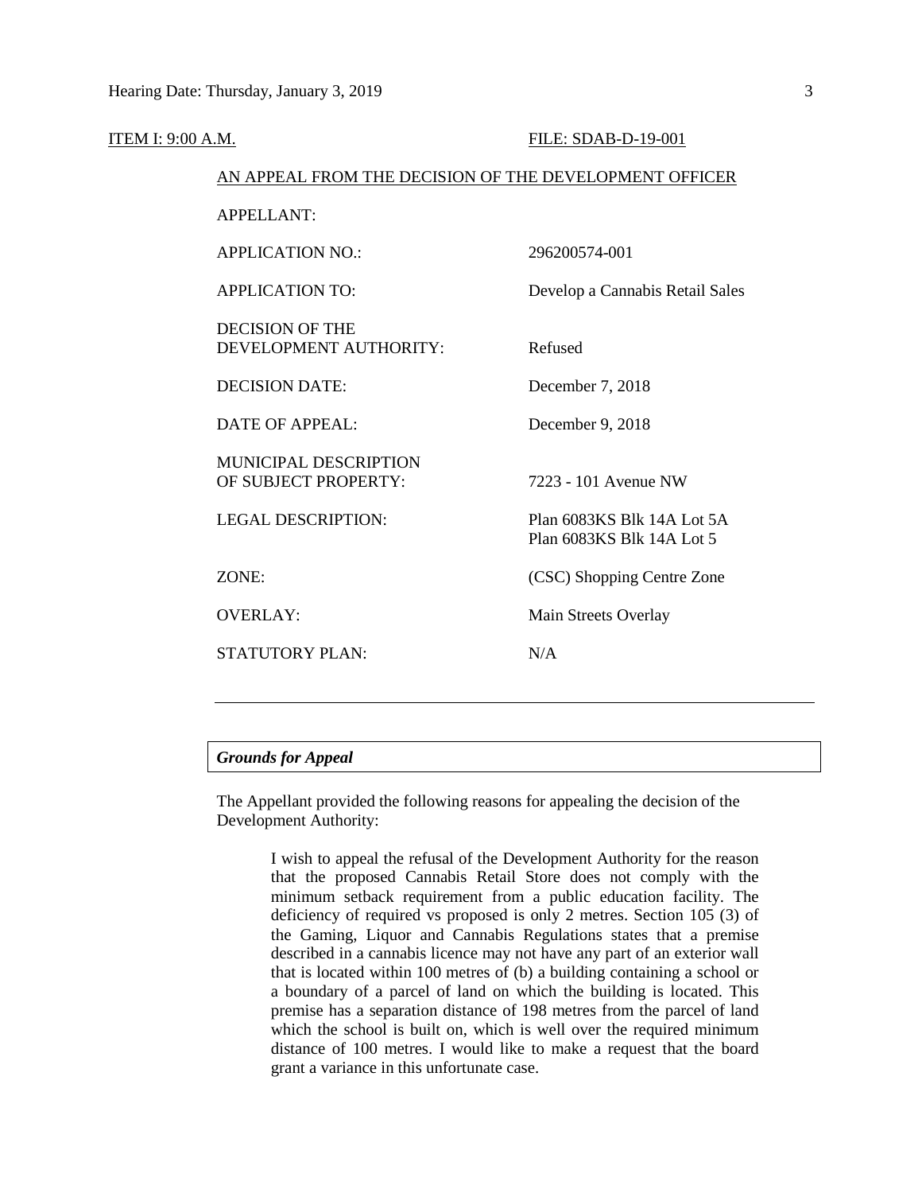ITEM I: 9:00 A.M. FILE: SDAB-D-19-001

AN APPEAL FROM THE DECISION OF THE DEVELOPMENT OFFICER

| | |
|---|---|
| APPELLANT: | |
| APPLICATION NO.: | 296200574-001 |
| APPLICATION TO: | Develop a Cannabis Retail Sales |
| DECISION OF THE DEVELOPMENT AUTHORITY: | Refused |
| DECISION DATE: | December 7, 2018 |
| DATE OF APPEAL: | December 9, 2018 |
| MUNICIPAL DESCRIPTION OF SUBJECT PROPERTY: | 7223 - 101 Avenue NW |
| LEGAL DESCRIPTION: | Plan 6083KS Blk 14A Lot 5A<br>Plan 6083KS Blk 14A Lot 5 |
| ZONE: | (CSC) Shopping Centre Zone |
| OVERLAY: | Main Streets Overlay |
| STATUTORY PLAN: | N/A |

---

***Grounds for Appeal***

The Appellant provided the following reasons for appealing the decision of the Development Authority:

> I wish to appeal the refusal of the Development Authority for the reason that the proposed Cannabis Retail Store does not comply with the minimum setback requirement from a public education facility. The deficiency of required vs proposed is only 2 metres. Section 105 (3) of the Gaming, Liquor and Cannabis Regulations states that a premise described in a cannabis licence may not have any part of an exterior wall that is located within 100 metres of (b) a building containing a school or a boundary of a parcel of land on which the building is located. This premise has a separation distance of 198 metres from the parcel of land which the school is built on, which is well over the required minimum distance of 100 metres. I would like to make a request that the board grant a variance in this unfortunate case.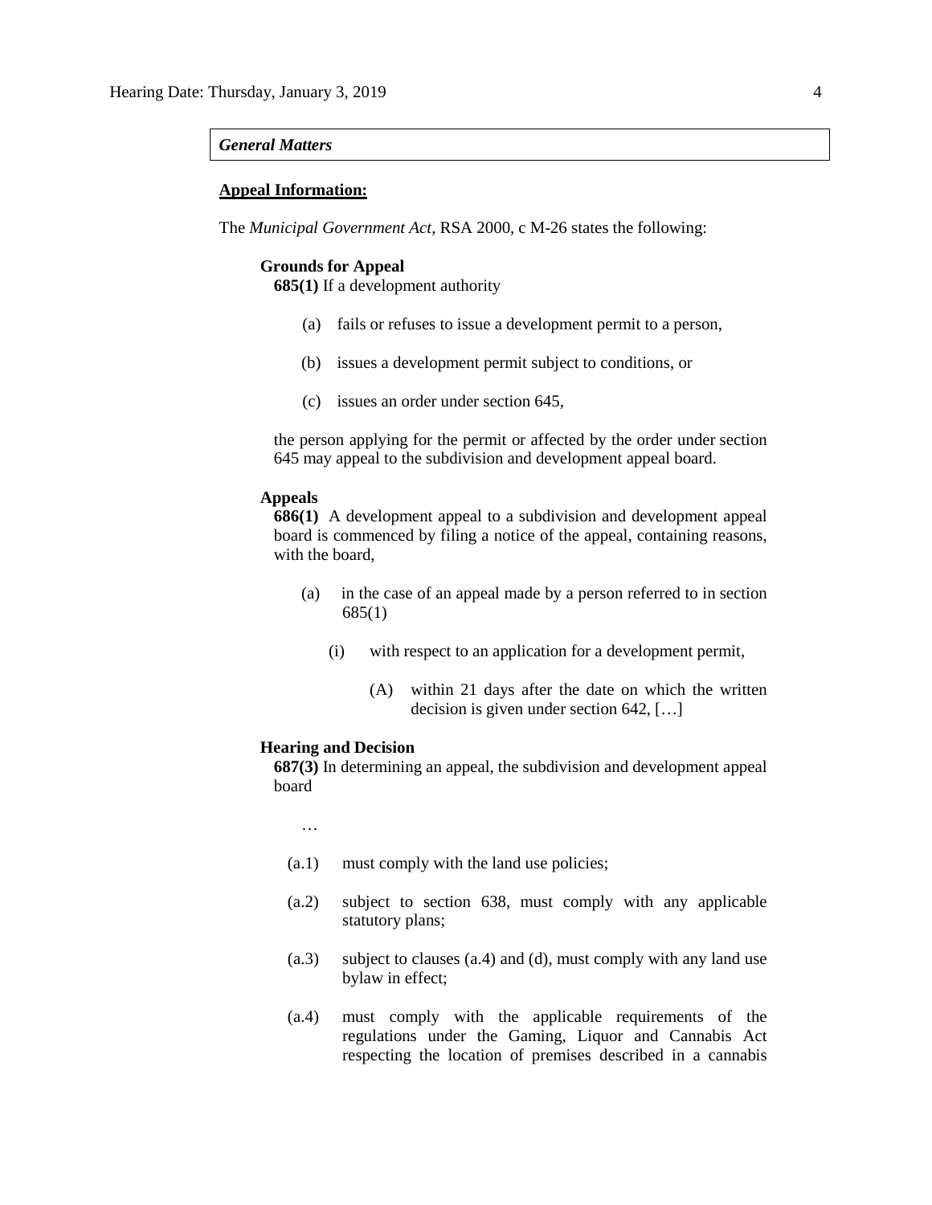***General Matters***

**Appeal Information:**

The *Municipal Government Act*, RSA 2000, c M-26 states the following:

**Grounds for Appeal**

**685(1)** If a development authority

(a) fails or refuses to issue a development permit to a person,

(b) issues a development permit subject to conditions, or

(c) issues an order under section 645,

the person applying for the permit or affected by the order under section 645 may appeal to the subdivision and development appeal board.

**Appeals**

**686(1)** A development appeal to a subdivision and development appeal board is commenced by filing a notice of the appeal, containing reasons, with the board,

(a) in the case of an appeal made by a person referred to in section 685(1)

(i) with respect to an application for a development permit,

(A) within 21 days after the date on which the written decision is given under section 642, […]

**Hearing and Decision**

**687(3)** In determining an appeal, the subdivision and development appeal board

…

(a.1) must comply with the land use policies;

(a.2) subject to section 638, must comply with any applicable statutory plans;

(a.3) subject to clauses (a.4) and (d), must comply with any land use bylaw in effect;

(a.4) must comply with the applicable requirements of the regulations under the Gaming, Liquor and Cannabis Act respecting the location of premises described in a cannabis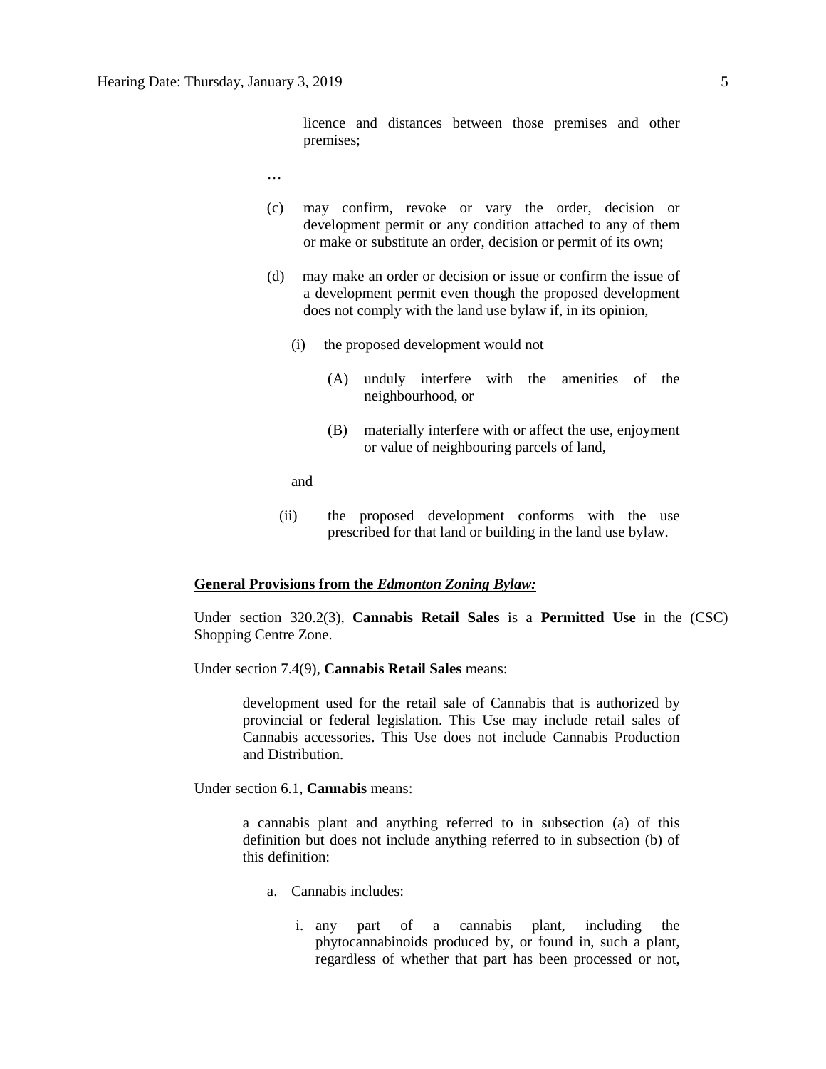licence and distances between those premises and other premises;

…

(c) may confirm, revoke or vary the order, decision or development permit or any condition attached to any of them or make or substitute an order, decision or permit of its own;

(d) may make an order or decision or issue or confirm the issue of a development permit even though the proposed development does not comply with the land use bylaw if, in its opinion,

(i) the proposed development would not

(A) unduly interfere with the amenities of the neighbourhood, or

(B) materially interfere with or affect the use, enjoyment or value of neighbouring parcels of land,

and

(ii) the proposed development conforms with the use prescribed for that land or building in the land use bylaw.

**General Provisions from the *Edmonton Zoning Bylaw:***

Under section 320.2(3), **Cannabis Retail Sales** is a **Permitted Use** in the (CSC) Shopping Centre Zone.

Under section 7.4(9), **Cannabis Retail Sales** means:

> development used for the retail sale of Cannabis that is authorized by provincial or federal legislation. This Use may include retail sales of Cannabis accessories. This Use does not include Cannabis Production and Distribution.

Under section 6.1, **Cannabis** means:

> a cannabis plant and anything referred to in subsection (a) of this definition but does not include anything referred to in subsection (b) of this definition:
>
> a. Cannabis includes:
>
> i. any part of a cannabis plant, including the phytocannabinoids produced by, or found in, such a plant, regardless of whether that part has been processed or not,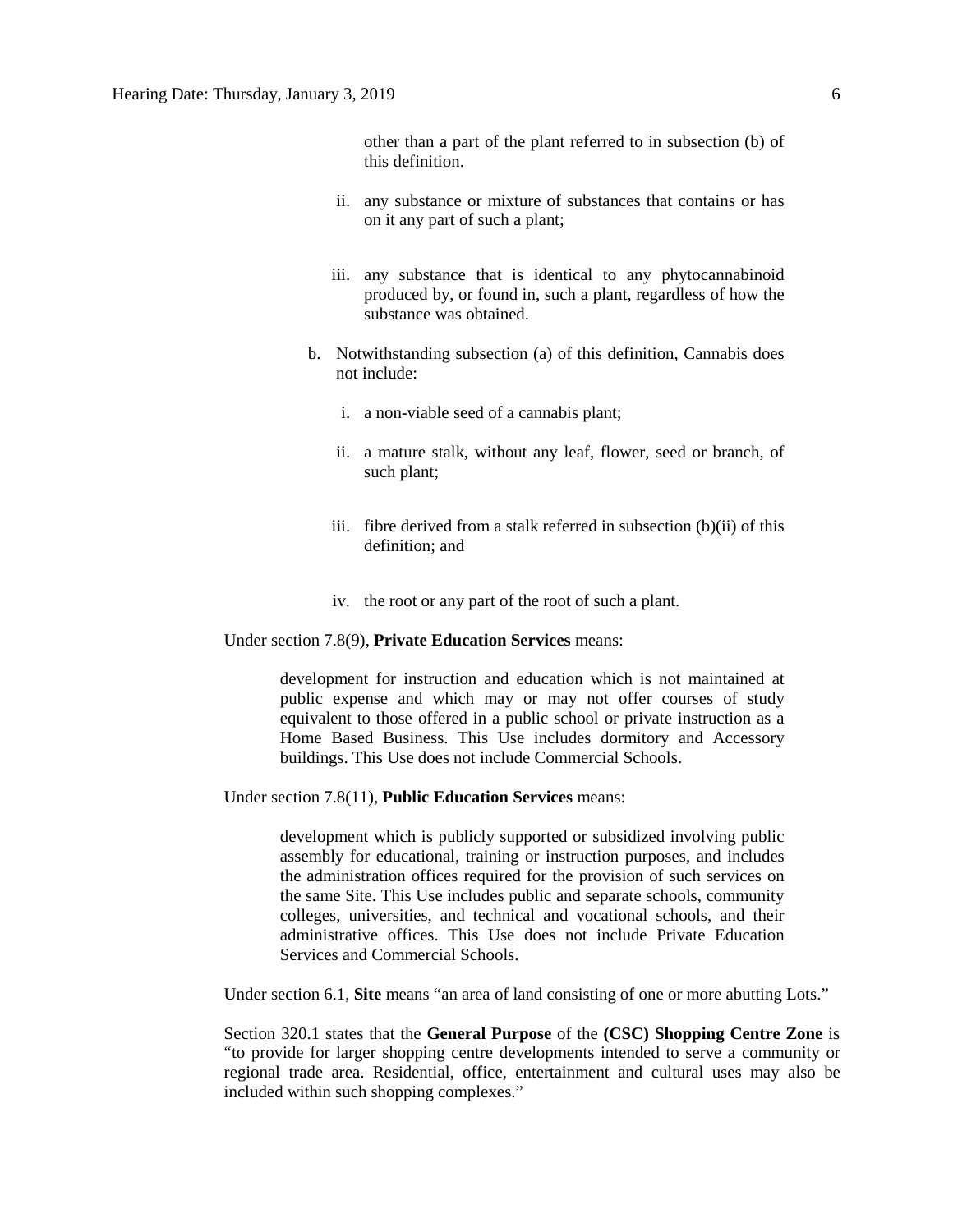other than a part of the plant referred to in subsection (b) of this definition.

ii. any substance or mixture of substances that contains or has on it any part of such a plant;

iii. any substance that is identical to any phytocannabinoid produced by, or found in, such a plant, regardless of how the substance was obtained.

b. Notwithstanding subsection (a) of this definition, Cannabis does not include:

i. a non-viable seed of a cannabis plant;

ii. a mature stalk, without any leaf, flower, seed or branch, of such plant;

iii. fibre derived from a stalk referred in subsection (b)(ii) of this definition; and

iv. the root or any part of the root of such a plant.

Under section 7.8(9), **Private Education Services** means:

> development for instruction and education which is not maintained at public expense and which may or may not offer courses of study equivalent to those offered in a public school or private instruction as a Home Based Business. This Use includes dormitory and Accessory buildings. This Use does not include Commercial Schools.

Under section 7.8(11), **Public Education Services** means:

> development which is publicly supported or subsidized involving public assembly for educational, training or instruction purposes, and includes the administration offices required for the provision of such services on the same Site. This Use includes public and separate schools, community colleges, universities, and technical and vocational schools, and their administrative offices. This Use does not include Private Education Services and Commercial Schools.

Under section 6.1, **Site** means "an area of land consisting of one or more abutting Lots."

Section 320.1 states that the **General Purpose** of the **(CSC) Shopping Centre Zone** is "to provide for larger shopping centre developments intended to serve a community or regional trade area. Residential, office, entertainment and cultural uses may also be included within such shopping complexes."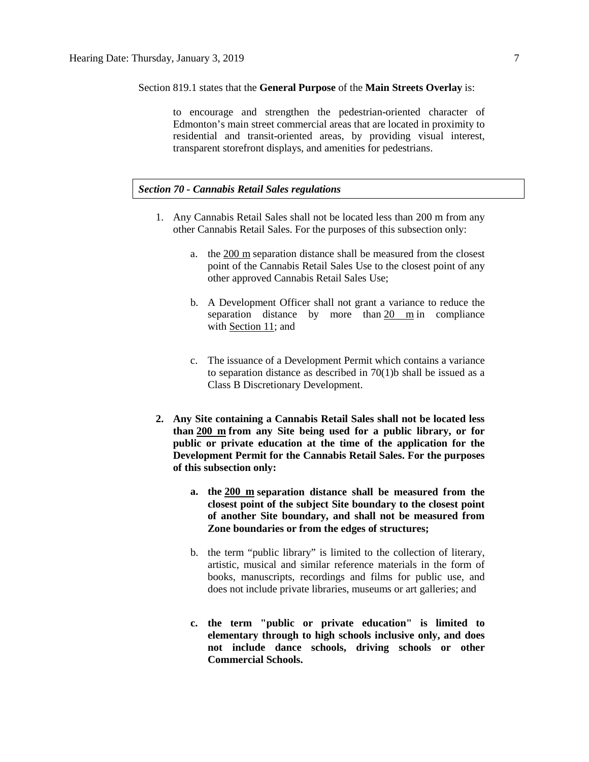Section 819.1 states that the **General Purpose** of the **Main Streets Overlay** is:

> to encourage and strengthen the pedestrian-oriented character of Edmonton's main street commercial areas that are located in proximity to residential and transit-oriented areas, by providing visual interest, transparent storefront displays, and amenities for pedestrians.

***Section 70 - Cannabis Retail Sales regulations***

1. Any Cannabis Retail Sales shall not be located less than 200 m from any other Cannabis Retail Sales. For the purposes of this subsection only:

    a. the 200 m separation distance shall be measured from the closest point of the Cannabis Retail Sales Use to the closest point of any other approved Cannabis Retail Sales Use;

    b. A Development Officer shall not grant a variance to reduce the separation distance by more than 20 m in compliance with Section 11; and

    c. The issuance of a Development Permit which contains a variance to separation distance as described in 70(1)b shall be issued as a Class B Discretionary Development.

2. **Any Site containing a Cannabis Retail Sales shall not be located less than 200 m from any Site being used for a public library, or for public or private education at the time of the application for the Development Permit for the Cannabis Retail Sales. For the purposes of this subsection only:**

    a. **the 200 m separation distance shall be measured from the closest point of the subject Site boundary to the closest point of another Site boundary, and shall not be measured from Zone boundaries or from the edges of structures;**

    b. the term "public library" is limited to the collection of literary, artistic, musical and similar reference materials in the form of books, manuscripts, recordings and films for public use, and does not include private libraries, museums or art galleries; and

    c. **the term "public or private education" is limited to elementary through to high schools inclusive only, and does not include dance schools, driving schools or other Commercial Schools.**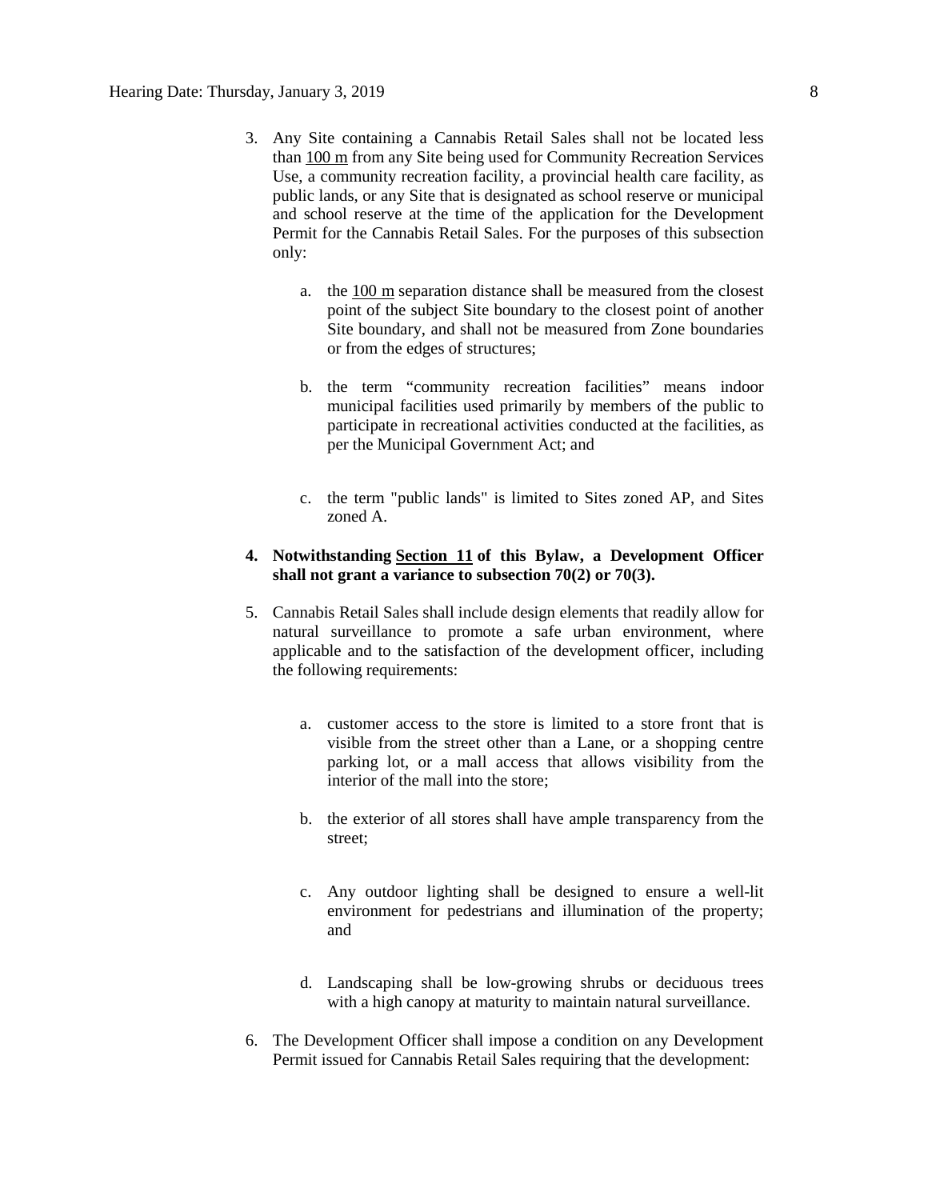3. Any Site containing a Cannabis Retail Sales shall not be located less than 100 m from any Site being used for Community Recreation Services Use, a community recreation facility, a provincial health care facility, as public lands, or any Site that is designated as school reserve or municipal and school reserve at the time of the application for the Development Permit for the Cannabis Retail Sales. For the purposes of this subsection only:

   a. the 100 m separation distance shall be measured from the closest point of the subject Site boundary to the closest point of another Site boundary, and shall not be measured from Zone boundaries or from the edges of structures;

   b. the term "community recreation facilities" means indoor municipal facilities used primarily by members of the public to participate in recreational activities conducted at the facilities, as per the Municipal Government Act; and

   c. the term "public lands" is limited to Sites zoned AP, and Sites zoned A.

4. **Notwithstanding Section 11 of this Bylaw, a Development Officer shall not grant a variance to subsection 70(2) or 70(3).**

5. Cannabis Retail Sales shall include design elements that readily allow for natural surveillance to promote a safe urban environment, where applicable and to the satisfaction of the development officer, including the following requirements:

   a. customer access to the store is limited to a store front that is visible from the street other than a Lane, or a shopping centre parking lot, or a mall access that allows visibility from the interior of the mall into the store;

   b. the exterior of all stores shall have ample transparency from the street;

   c. Any outdoor lighting shall be designed to ensure a well-lit environment for pedestrians and illumination of the property; and

   d. Landscaping shall be low-growing shrubs or deciduous trees with a high canopy at maturity to maintain natural surveillance.

6. The Development Officer shall impose a condition on any Development Permit issued for Cannabis Retail Sales requiring that the development: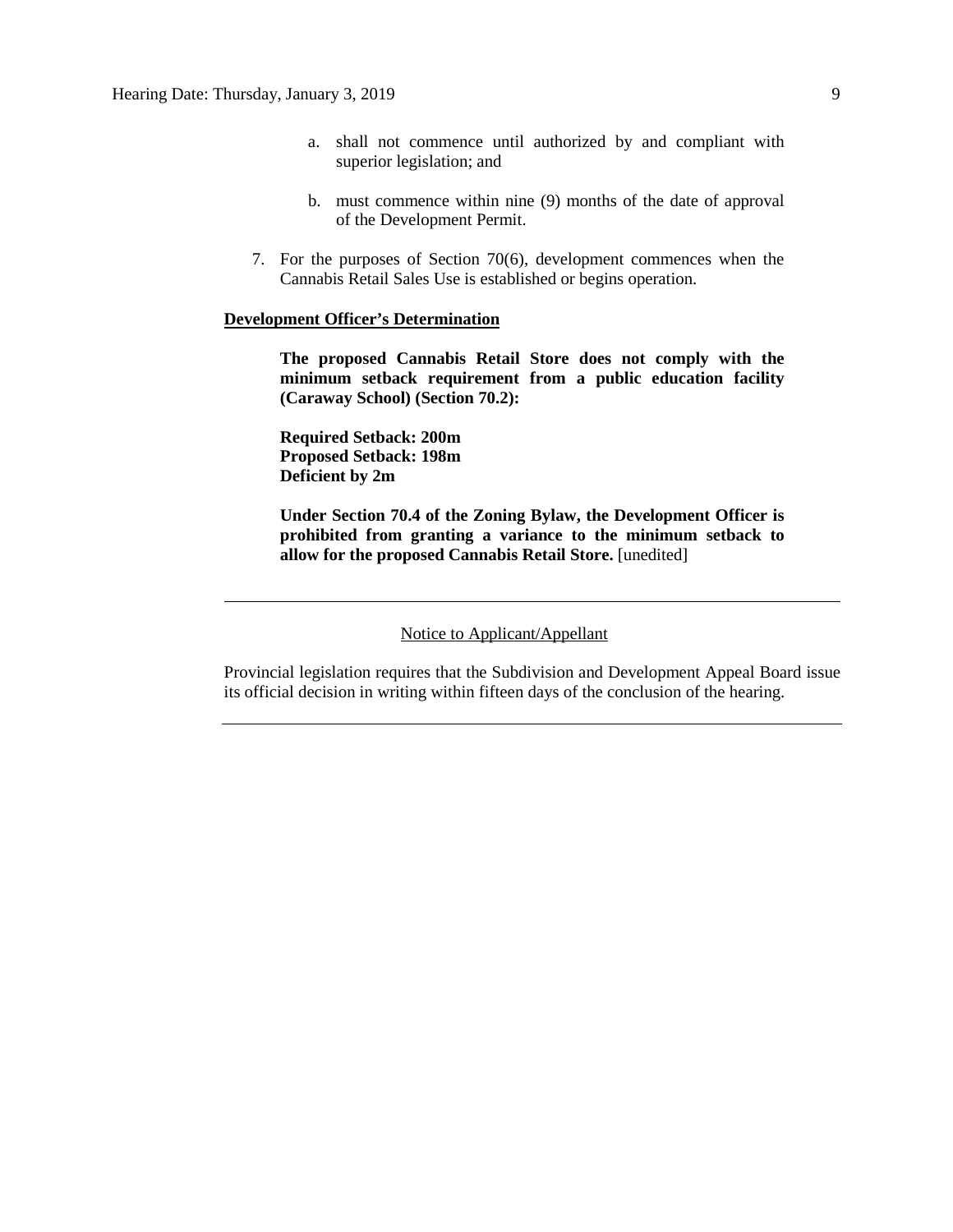a. shall not commence until authorized by and compliant with superior legislation; and

b. must commence within nine (9) months of the date of approval of the Development Permit.

7. For the purposes of Section 70(6), development commences when the Cannabis Retail Sales Use is established or begins operation.

**Development Officer's Determination**

**The proposed Cannabis Retail Store does not comply with the minimum setback requirement from a public education facility (Caraway School) (Section 70.2):**

**Required Setback: 200m**
**Proposed Setback: 198m**
**Deficient by 2m**

**Under Section 70.4 of the Zoning Bylaw, the Development Officer is prohibited from granting a variance to the minimum setback to allow for the proposed Cannabis Retail Store.** [unedited]

---

Notice to Applicant/Appellant

Provincial legislation requires that the Subdivision and Development Appeal Board issue its official decision in writing within fifteen days of the conclusion of the hearing.

---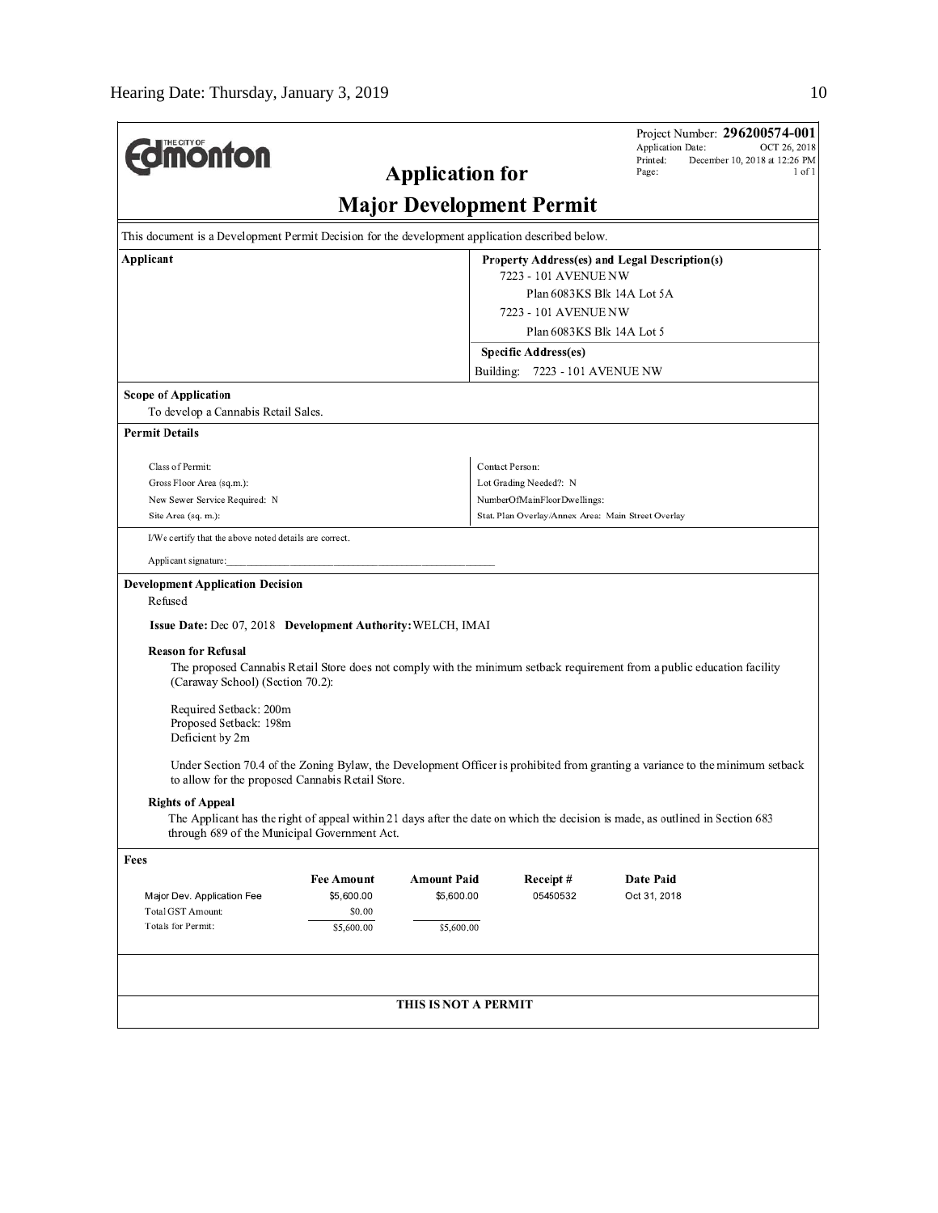Project Number: **296200574-001**
Application Date: OCT 26, 2018
Printed: December 10, 2018 at 12:26 PM
Page: 1 of 1

# Edmonton

## Application for Major Development Permit

This document is a Development Permit Decision for the development application described below.

| Applicant | Property Address(es) and Legal Description(s) |
|---|---|
| | 7223 - 101 AVENUE NW<br>Plan 6083KS Blk 14A Lot 5A<br>7223 - 101 AVENUE NW<br>Plan 6083KS Blk 14A Lot 5 |
| | **Specific Address(es)**<br>Building: 7223 - 101 AVENUE NW |

**Scope of Application**

To develop a Cannabis Retail Sales.

**Permit Details**

| | |
|---|---|
| Class of Permit: | Contact Person: |
| Gross Floor Area (sq.m.): | Lot Grading Needed?: N |
| New Sewer Service Required: N | NumberOfMainFloorDwellings: |
| Site Area (sq. m.): | Stat. Plan Overlay/Annex Area: Main Street Overlay |

I/We certify that the above noted details are correct.

Applicant signature:_______________________________

**Development Application Decision**

Refused

**Issue Date:** Dec 07, 2018 **Development Authority:** WELCH, IMAI

**Reason for Refusal**

The proposed Cannabis Retail Store does not comply with the minimum setback requirement from a public education facility (Caraway School) (Section 70.2):

Required Setback: 200m
Proposed Setback: 198m
Deficient by 2m

Under Section 70.4 of the Zoning Bylaw, the Development Officer is prohibited from granting a variance to the minimum setback to allow for the proposed Cannabis Retail Store.

**Rights of Appeal**

The Applicant has the right of appeal within 21 days after the date on which the decision is made, as outlined in Section 683 through 689 of the Municipal Government Act.

**Fees**

| | Fee Amount | Amount Paid | Receipt # | Date Paid |
|---|---|---|---|---|
| Major Dev. Application Fee | $5,600.00 | $5,600.00 | 05450532 | Oct 31, 2018 |
| Total GST Amount: | $0.00 | | | |
| Totals for Permit: | $5,600.00 | $5,600.00 | | |

**THIS IS NOT A PERMIT**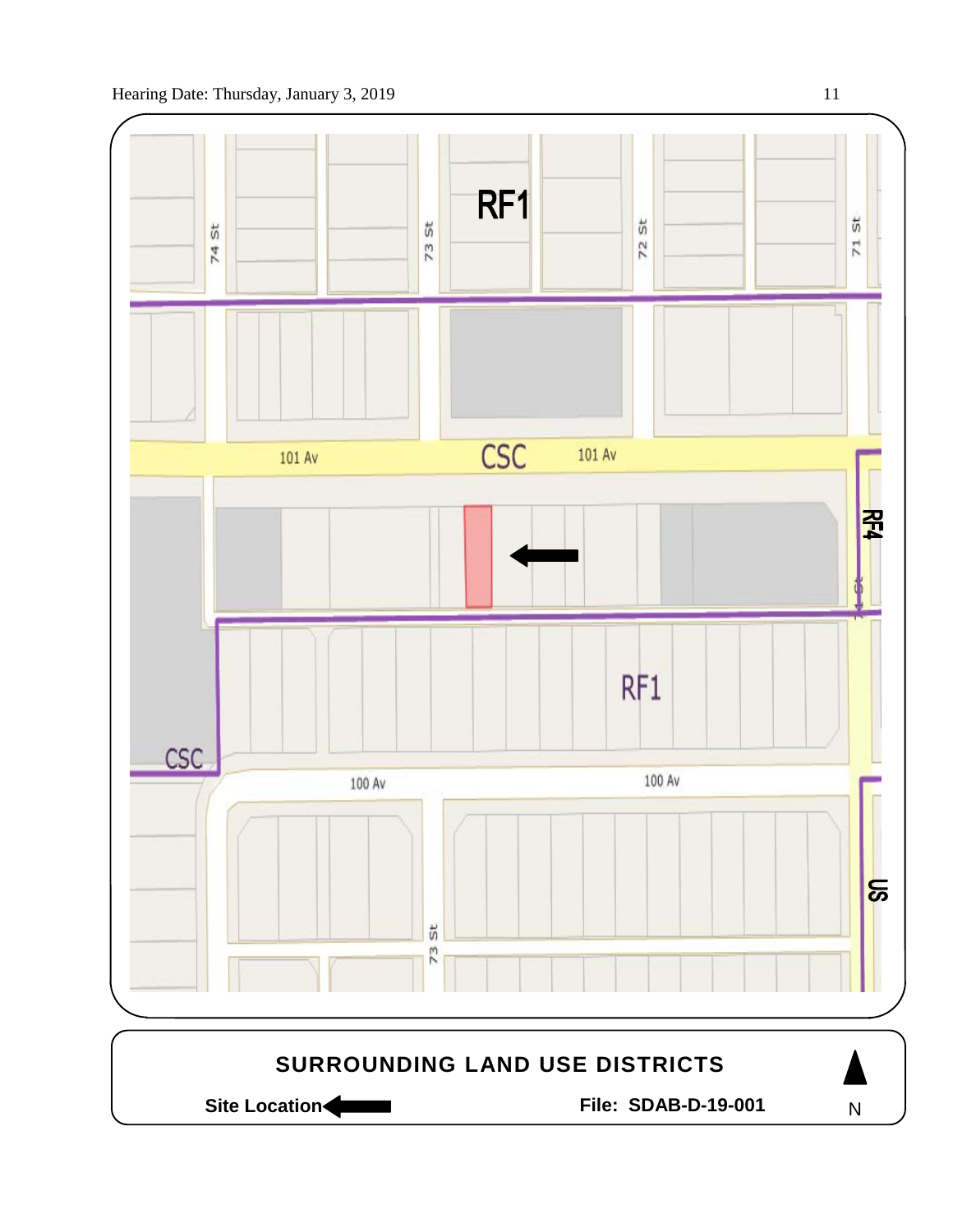RF1

74 St

73 St

72 St

71 St

101 Av

CSC

101 Av

RF4

RF1

CSC

100 Av

100 Av

73 St

US

**SURROUNDING LAND USE DISTRICTS**

**Site Location**

**File: SDAB-D-19-001**

N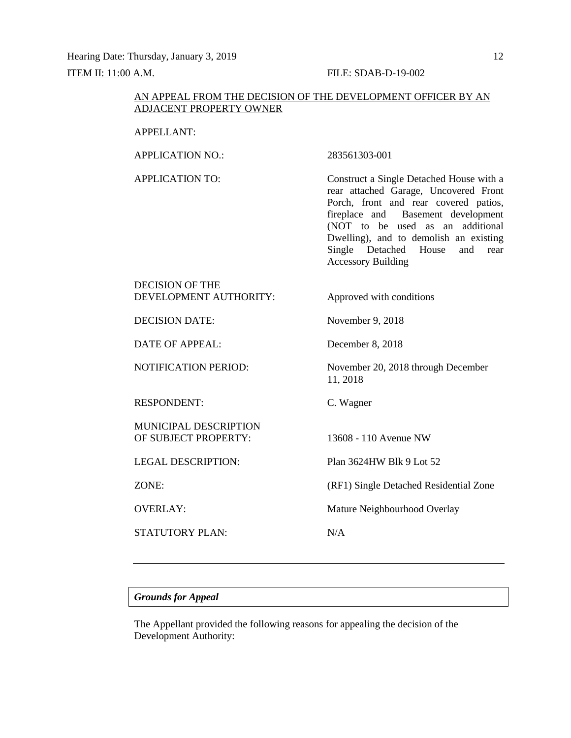ITEM II: 11:00 A.M. FILE: SDAB-D-19-002

AN APPEAL FROM THE DECISION OF THE DEVELOPMENT OFFICER BY AN ADJACENT PROPERTY OWNER

| | |
|---|---|
| APPELLANT: | |
| APPLICATION NO.: | 283561303-001 |
| APPLICATION TO: | Construct a Single Detached House with a rear attached Garage, Uncovered Front Porch, front and rear covered patios, fireplace and Basement development (NOT to be used as an additional Dwelling), and to demolish an existing Single Detached House and rear Accessory Building |
| DECISION OF THE DEVELOPMENT AUTHORITY: | Approved with conditions |
| DECISION DATE: | November 9, 2018 |
| DATE OF APPEAL: | December 8, 2018 |
| NOTIFICATION PERIOD: | November 20, 2018 through December 11, 2018 |
| RESPONDENT: | C. Wagner |
| MUNICIPAL DESCRIPTION OF SUBJECT PROPERTY: | 13608 - 110 Avenue NW |
| LEGAL DESCRIPTION: | Plan 3624HW Blk 9 Lot 52 |
| ZONE: | (RF1) Single Detached Residential Zone |
| OVERLAY: | Mature Neighbourhood Overlay |
| STATUTORY PLAN: | N/A |

---

***Grounds for Appeal***

The Appellant provided the following reasons for appealing the decision of the Development Authority: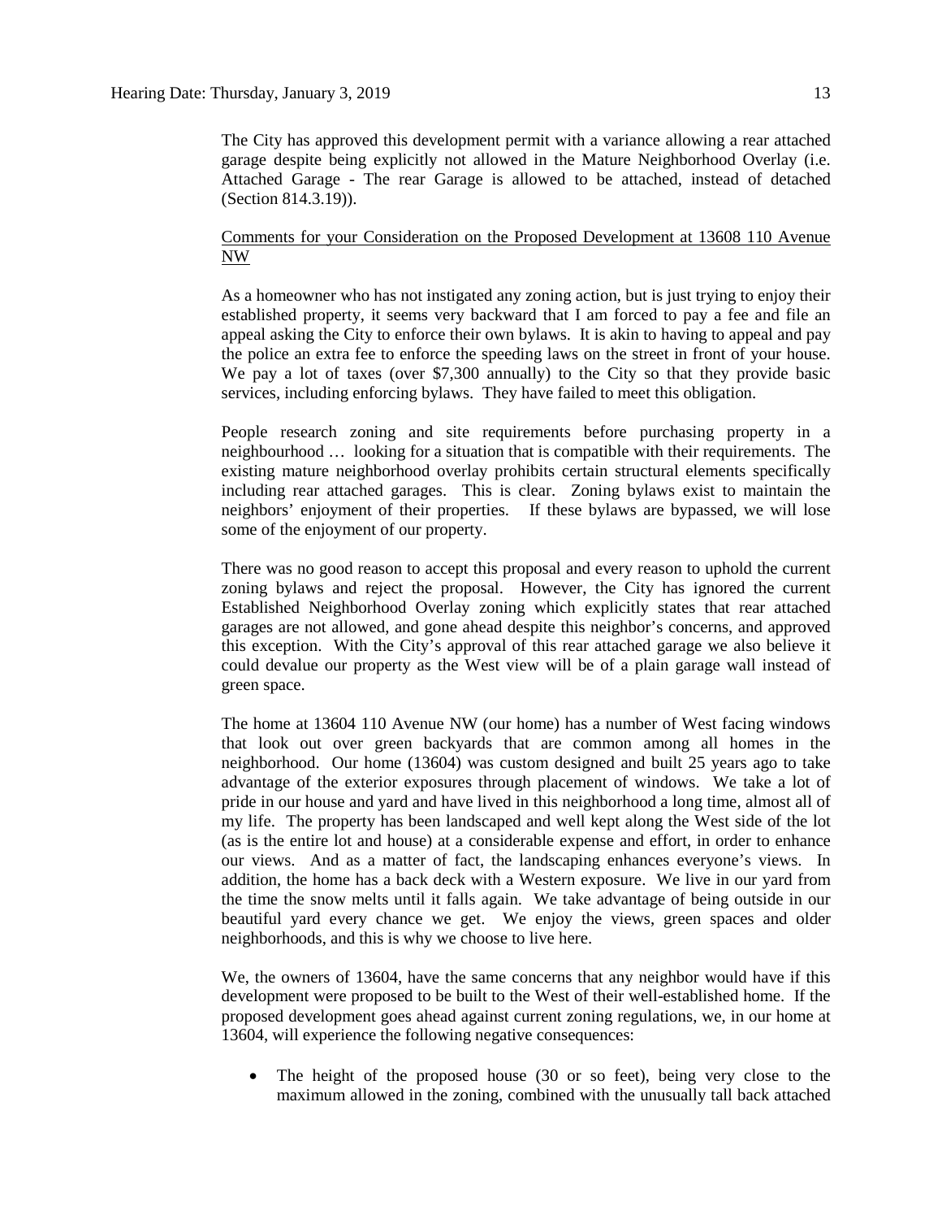The City has approved this development permit with a variance allowing a rear attached garage despite being explicitly not allowed in the Mature Neighborhood Overlay (i.e. Attached Garage - The rear Garage is allowed to be attached, instead of detached (Section 814.3.19)).

<u>Comments for your Consideration on the Proposed Development at 13608 110 Avenue NW</u>

As a homeowner who has not instigated any zoning action, but is just trying to enjoy their established property, it seems very backward that I am forced to pay a fee and file an appeal asking the City to enforce their own bylaws. It is akin to having to appeal and pay the police an extra fee to enforce the speeding laws on the street in front of your house. We pay a lot of taxes (over $7,300 annually) to the City so that they provide basic services, including enforcing bylaws. They have failed to meet this obligation.

People research zoning and site requirements before purchasing property in a neighbourhood … looking for a situation that is compatible with their requirements. The existing mature neighborhood overlay prohibits certain structural elements specifically including rear attached garages. This is clear. Zoning bylaws exist to maintain the neighbors' enjoyment of their properties. If these bylaws are bypassed, we will lose some of the enjoyment of our property.

There was no good reason to accept this proposal and every reason to uphold the current zoning bylaws and reject the proposal. However, the City has ignored the current Established Neighborhood Overlay zoning which explicitly states that rear attached garages are not allowed, and gone ahead despite this neighbor's concerns, and approved this exception. With the City's approval of this rear attached garage we also believe it could devalue our property as the West view will be of a plain garage wall instead of green space.

The home at 13604 110 Avenue NW (our home) has a number of West facing windows that look out over green backyards that are common among all homes in the neighborhood. Our home (13604) was custom designed and built 25 years ago to take advantage of the exterior exposures through placement of windows. We take a lot of pride in our house and yard and have lived in this neighborhood a long time, almost all of my life. The property has been landscaped and well kept along the West side of the lot (as is the entire lot and house) at a considerable expense and effort, in order to enhance our views. And as a matter of fact, the landscaping enhances everyone's views. In addition, the home has a back deck with a Western exposure. We live in our yard from the time the snow melts until it falls again. We take advantage of being outside in our beautiful yard every chance we get. We enjoy the views, green spaces and older neighborhoods, and this is why we choose to live here.

We, the owners of 13604, have the same concerns that any neighbor would have if this development were proposed to be built to the West of their well-established home. If the proposed development goes ahead against current zoning regulations, we, in our home at 13604, will experience the following negative consequences:

- The height of the proposed house (30 or so feet), being very close to the maximum allowed in the zoning, combined with the unusually tall back attached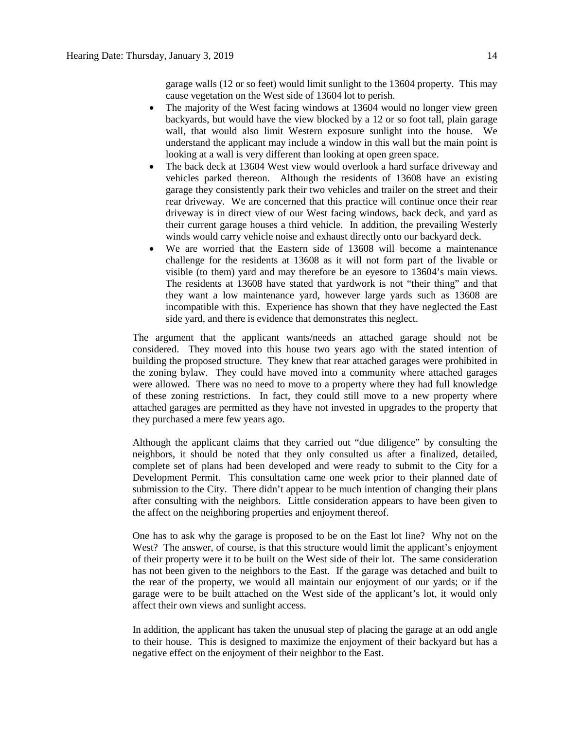garage walls (12 or so feet) would limit sunlight to the 13604 property. This may cause vegetation on the West side of 13604 lot to perish.

- The majority of the West facing windows at 13604 would no longer view green backyards, but would have the view blocked by a 12 or so foot tall, plain garage wall, that would also limit Western exposure sunlight into the house. We understand the applicant may include a window in this wall but the main point is looking at a wall is very different than looking at open green space.
- The back deck at 13604 West view would overlook a hard surface driveway and vehicles parked thereon. Although the residents of 13608 have an existing garage they consistently park their two vehicles and trailer on the street and their rear driveway. We are concerned that this practice will continue once their rear driveway is in direct view of our West facing windows, back deck, and yard as their current garage houses a third vehicle. In addition, the prevailing Westerly winds would carry vehicle noise and exhaust directly onto our backyard deck.
- We are worried that the Eastern side of 13608 will become a maintenance challenge for the residents at 13608 as it will not form part of the livable or visible (to them) yard and may therefore be an eyesore to 13604's main views. The residents at 13608 have stated that yardwork is not "their thing" and that they want a low maintenance yard, however large yards such as 13608 are incompatible with this. Experience has shown that they have neglected the East side yard, and there is evidence that demonstrates this neglect.

The argument that the applicant wants/needs an attached garage should not be considered. They moved into this house two years ago with the stated intention of building the proposed structure. They knew that rear attached garages were prohibited in the zoning bylaw. They could have moved into a community where attached garages were allowed. There was no need to move to a property where they had full knowledge of these zoning restrictions. In fact, they could still move to a new property where attached garages are permitted as they have not invested in upgrades to the property that they purchased a mere few years ago.

Although the applicant claims that they carried out "due diligence" by consulting the neighbors, it should be noted that they only consulted us after a finalized, detailed, complete set of plans had been developed and were ready to submit to the City for a Development Permit. This consultation came one week prior to their planned date of submission to the City. There didn't appear to be much intention of changing their plans after consulting with the neighbors. Little consideration appears to have been given to the affect on the neighboring properties and enjoyment thereof.

One has to ask why the garage is proposed to be on the East lot line? Why not on the West? The answer, of course, is that this structure would limit the applicant's enjoyment of their property were it to be built on the West side of their lot. The same consideration has not been given to the neighbors to the East. If the garage was detached and built to the rear of the property, we would all maintain our enjoyment of our yards; or if the garage were to be built attached on the West side of the applicant's lot, it would only affect their own views and sunlight access.

In addition, the applicant has taken the unusual step of placing the garage at an odd angle to their house. This is designed to maximize the enjoyment of their backyard but has a negative effect on the enjoyment of their neighbor to the East.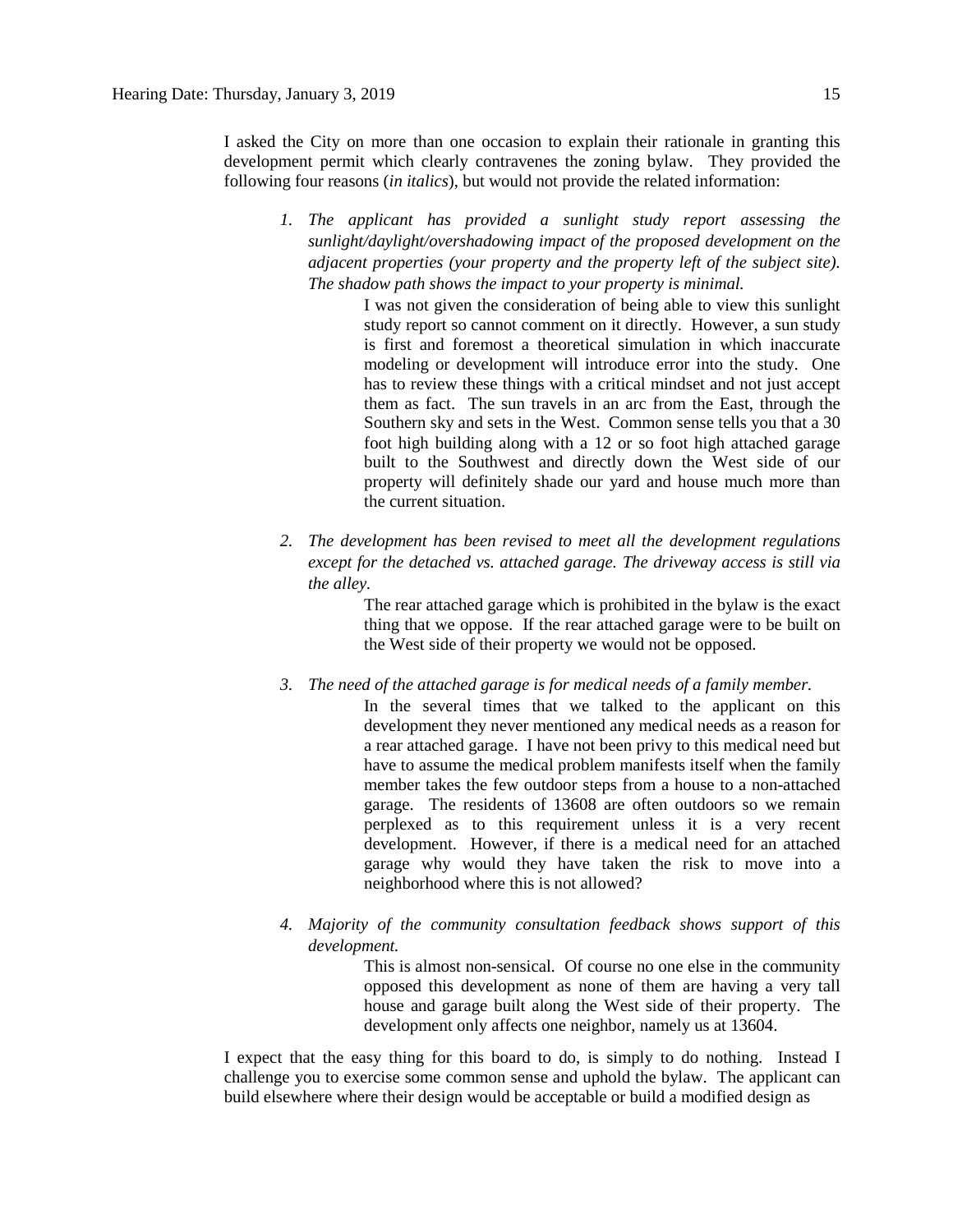I asked the City on more than one occasion to explain their rationale in granting this development permit which clearly contravenes the zoning bylaw. They provided the following four reasons (*in italics*), but would not provide the related information:

1. *The applicant has provided a sunlight study report assessing the sunlight/daylight/overshadowing impact of the proposed development on the adjacent properties (your property and the property left of the subject site). The shadow path shows the impact to your property is minimal.*

   I was not given the consideration of being able to view this sunlight study report so cannot comment on it directly. However, a sun study is first and foremost a theoretical simulation in which inaccurate modeling or development will introduce error into the study. One has to review these things with a critical mindset and not just accept them as fact. The sun travels in an arc from the East, through the Southern sky and sets in the West. Common sense tells you that a 30 foot high building along with a 12 or so foot high attached garage built to the Southwest and directly down the West side of our property will definitely shade our yard and house much more than the current situation.

2. *The development has been revised to meet all the development regulations except for the detached vs. attached garage. The driveway access is still via the alley.*

   The rear attached garage which is prohibited in the bylaw is the exact thing that we oppose. If the rear attached garage were to be built on the West side of their property we would not be opposed.

3. *The need of the attached garage is for medical needs of a family member.*

   In the several times that we talked to the applicant on this development they never mentioned any medical needs as a reason for a rear attached garage. I have not been privy to this medical need but have to assume the medical problem manifests itself when the family member takes the few outdoor steps from a house to a non-attached garage. The residents of 13608 are often outdoors so we remain perplexed as to this requirement unless it is a very recent development. However, if there is a medical need for an attached garage why would they have taken the risk to move into a neighborhood where this is not allowed?

4. *Majority of the community consultation feedback shows support of this development.*

   This is almost non-sensical. Of course no one else in the community opposed this development as none of them are having a very tall house and garage built along the West side of their property. The development only affects one neighbor, namely us at 13604.

I expect that the easy thing for this board to do, is simply to do nothing. Instead I challenge you to exercise some common sense and uphold the bylaw. The applicant can build elsewhere where their design would be acceptable or build a modified design as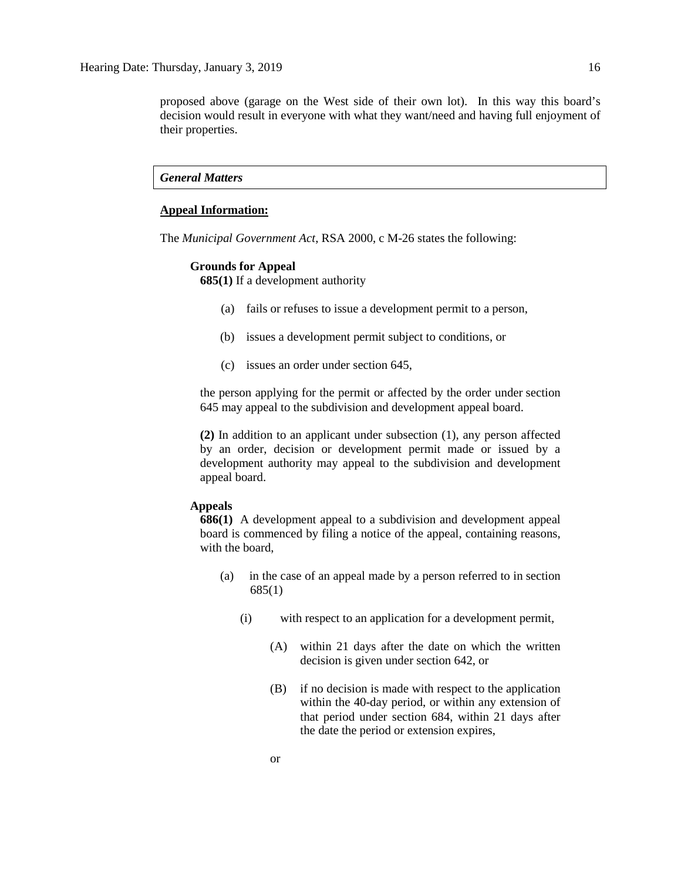proposed above (garage on the West side of their own lot). In this way this board's decision would result in everyone with what they want/need and having full enjoyment of their properties.

### *General Matters*

**Appeal Information:**

The *Municipal Government Act*, RSA 2000, c M-26 states the following:

**Grounds for Appeal**

**685(1)** If a development authority

(a) fails or refuses to issue a development permit to a person,

(b) issues a development permit subject to conditions, or

(c) issues an order under section 645,

the person applying for the permit or affected by the order under section 645 may appeal to the subdivision and development appeal board.

**(2)** In addition to an applicant under subsection (1), any person affected by an order, decision or development permit made or issued by a development authority may appeal to the subdivision and development appeal board.

**Appeals**

**686(1)** A development appeal to a subdivision and development appeal board is commenced by filing a notice of the appeal, containing reasons, with the board,

(a) in the case of an appeal made by a person referred to in section 685(1)

(i) with respect to an application for a development permit,

(A) within 21 days after the date on which the written decision is given under section 642, or

(B) if no decision is made with respect to the application within the 40-day period, or within any extension of that period under section 684, within 21 days after the date the period or extension expires,

or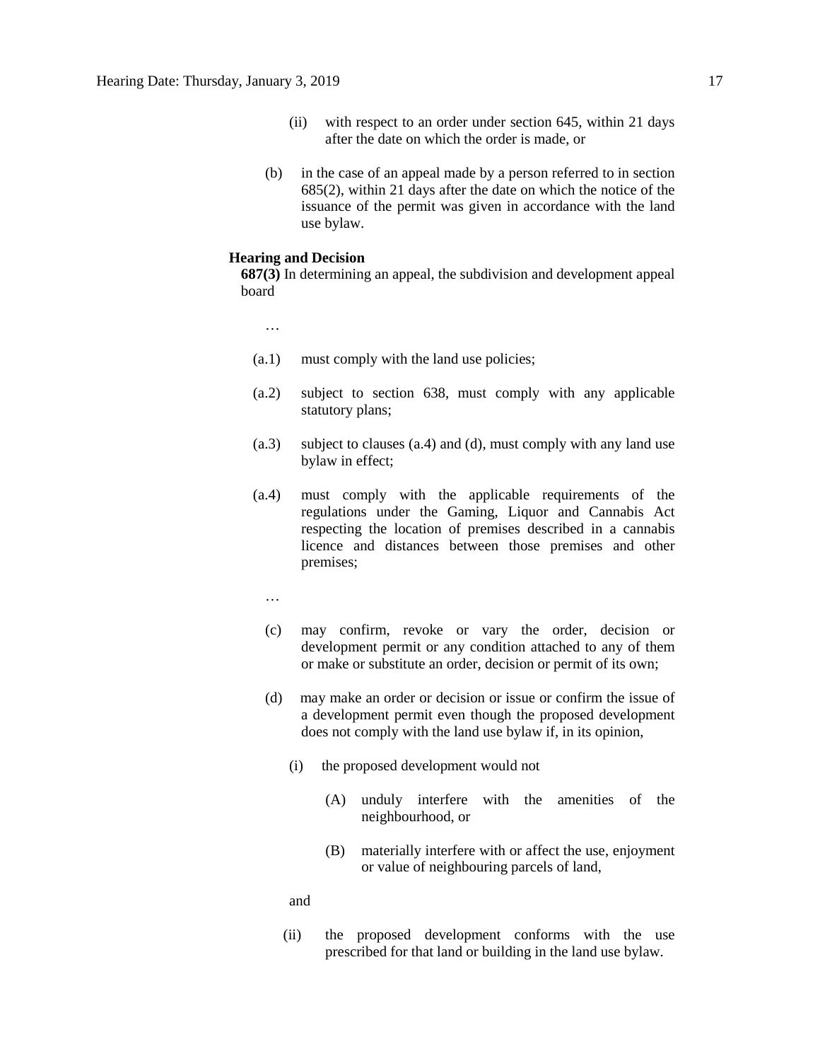(ii) with respect to an order under section 645, within 21 days after the date on which the order is made, or

(b) in the case of an appeal made by a person referred to in section 685(2), within 21 days after the date on which the notice of the issuance of the permit was given in accordance with the land use bylaw.

**Hearing and Decision**

**687(3)** In determining an appeal, the subdivision and development appeal board

…

(a.1) must comply with the land use policies;

(a.2) subject to section 638, must comply with any applicable statutory plans;

(a.3) subject to clauses (a.4) and (d), must comply with any land use bylaw in effect;

(a.4) must comply with the applicable requirements of the regulations under the Gaming, Liquor and Cannabis Act respecting the location of premises described in a cannabis licence and distances between those premises and other premises;

…

(c) may confirm, revoke or vary the order, decision or development permit or any condition attached to any of them or make or substitute an order, decision or permit of its own;

(d) may make an order or decision or issue or confirm the issue of a development permit even though the proposed development does not comply with the land use bylaw if, in its opinion,

(i) the proposed development would not

(A) unduly interfere with the amenities of the neighbourhood, or

(B) materially interfere with or affect the use, enjoyment or value of neighbouring parcels of land,

and

(ii) the proposed development conforms with the use prescribed for that land or building in the land use bylaw.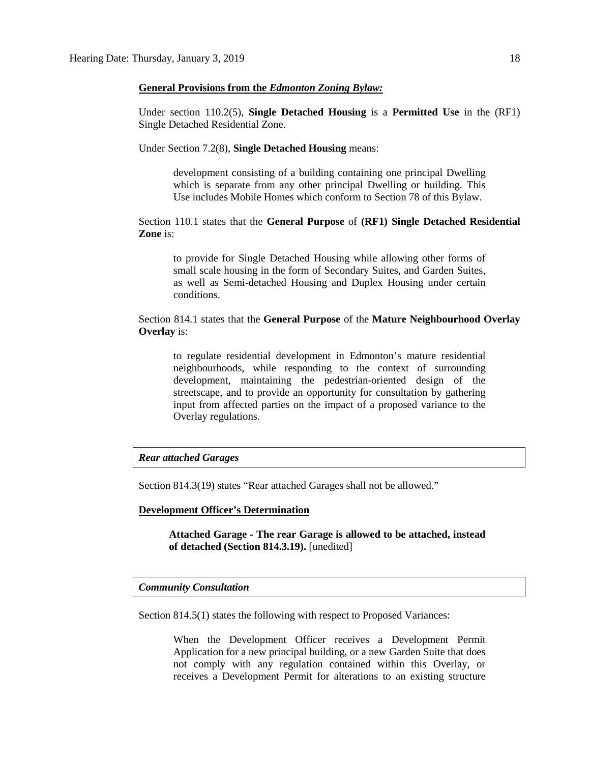**General Provisions from the *Edmonton Zoning Bylaw:***

Under section 110.2(5), **Single Detached Housing** is a **Permitted Use** in the (RF1) Single Detached Residential Zone.

Under Section 7.2(8), **Single Detached Housing** means:

> development consisting of a building containing one principal Dwelling which is separate from any other principal Dwelling or building. This Use includes Mobile Homes which conform to Section 78 of this Bylaw.

Section 110.1 states that the **General Purpose** of **(RF1) Single Detached Residential Zone** is:

> to provide for Single Detached Housing while allowing other forms of small scale housing in the form of Secondary Suites, and Garden Suites, as well as Semi-detached Housing and Duplex Housing under certain conditions.

Section 814.1 states that the **General Purpose** of the **Mature Neighbourhood Overlay Overlay** is:

> to regulate residential development in Edmonton's mature residential neighbourhoods, while responding to the context of surrounding development, maintaining the pedestrian-oriented design of the streetscape, and to provide an opportunity for consultation by gathering input from affected parties on the impact of a proposed variance to the Overlay regulations.

***Rear attached Garages***

Section 814.3(19) states "Rear attached Garages shall not be allowed."

**Development Officer's Determination**

> **Attached Garage - The rear Garage is allowed to be attached, instead of detached (Section 814.3.19).** [unedited]

***Community Consultation***

Section 814.5(1) states the following with respect to Proposed Variances:

> When the Development Officer receives a Development Permit Application for a new principal building, or a new Garden Suite that does not comply with any regulation contained within this Overlay, or receives a Development Permit for alterations to an existing structure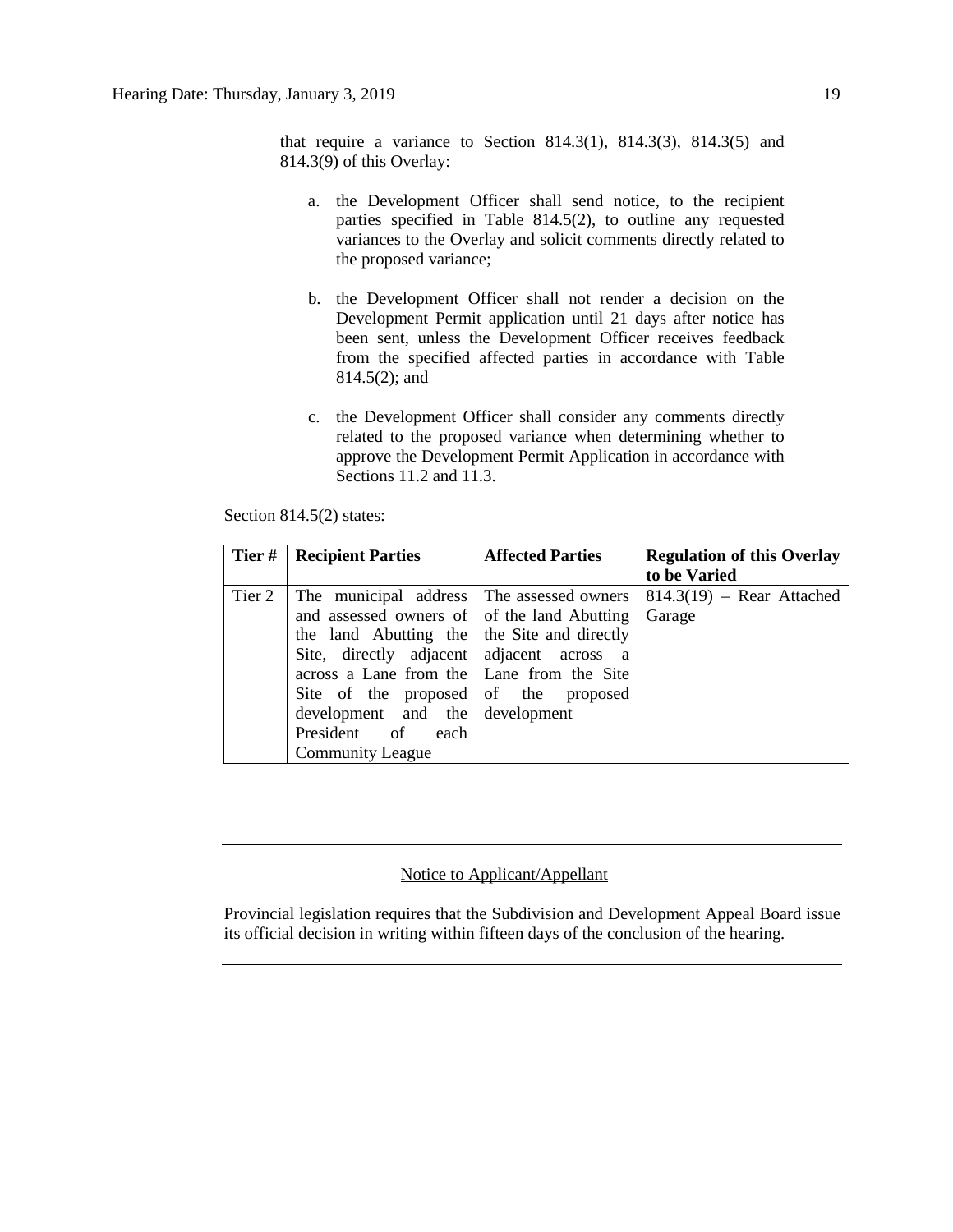that require a variance to Section 814.3(1), 814.3(3), 814.3(5) and 814.3(9) of this Overlay:

a. the Development Officer shall send notice, to the recipient parties specified in Table 814.5(2), to outline any requested variances to the Overlay and solicit comments directly related to the proposed variance;

b. the Development Officer shall not render a decision on the Development Permit application until 21 days after notice has been sent, unless the Development Officer receives feedback from the specified affected parties in accordance with Table 814.5(2); and

c. the Development Officer shall consider any comments directly related to the proposed variance when determining whether to approve the Development Permit Application in accordance with Sections 11.2 and 11.3.

Section 814.5(2) states:

| Tier # | Recipient Parties | Affected Parties | Regulation of this Overlay to be Varied |
|---|---|---|---|
| Tier 2 | The municipal address and assessed owners of the land Abutting the Site, directly adjacent across a Lane from the Site of the proposed development and the President of each Community League | The assessed owners of the land Abutting the Site and directly adjacent across a Lane from the Site of the proposed development | 814.3(19) – Rear Attached Garage |

---

Notice to Applicant/Appellant

Provincial legislation requires that the Subdivision and Development Appeal Board issue its official decision in writing within fifteen days of the conclusion of the hearing.

---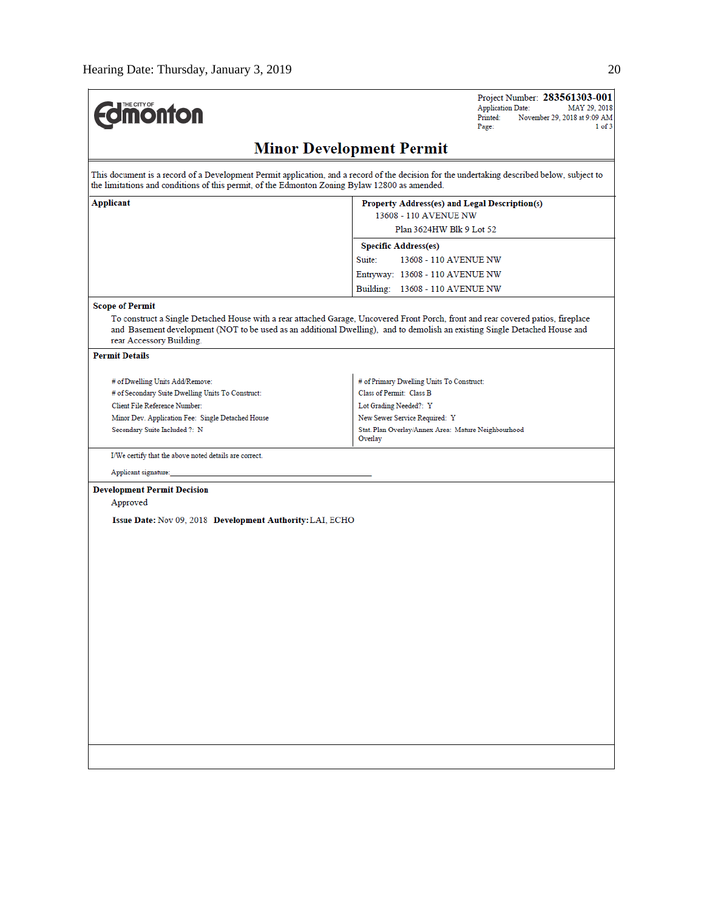THE CITY OF Edmonton

Project Number: **283561303-001**
Application Date: MAY 29, 2018
Printed: November 29, 2018 at 9:09 AM
Page: 1 of 3

# Minor Development Permit

This document is a record of a Development Permit application, and a record of the decision for the undertaking described below, subject to the limitations and conditions of this permit, of the Edmonton Zoning Bylaw 12800 as amended.

| **Applicant** | **Property Address(es) and Legal Description(s)** |
|---|---|
| | 13608 - 110 AVENUE NW |
| | Plan 3624HW Blk 9 Lot 52 |
| | **Specific Address(es)** |
| | Suite: 13608 - 110 AVENUE NW |
| | Entryway: 13608 - 110 AVENUE NW |
| | Building: 13608 - 110 AVENUE NW |

**Scope of Permit**

To construct a Single Detached House with a rear attached Garage, Uncovered Front Porch, front and rear covered patios, fireplace and Basement development (NOT to be used as an additional Dwelling), and to demolish an existing Single Detached House and rear Accessory Building.

**Permit Details**

| | |
|---|---|
| # of Dwelling Units Add/Remove: | # of Primary Dwelling Units To Construct: |
| # of Secondary Suite Dwelling Units To Construct: | Class of Permit: Class B |
| Client File Reference Number: | Lot Grading Needed?: Y |
| Minor Dev. Application Fee: Single Detached House | New Sewer Service Required: Y |
| Secondary Suite Included ?: N | Stat. Plan Overlay/Annex Area: Mature Neighbourhood Overlay |

I/We certify that the above noted details are correct.

Applicant signature:_______________________________________________

**Development Permit Decision**

Approved

**Issue Date:** Nov 09, 2018 **Development Authority:** LAI, ECHO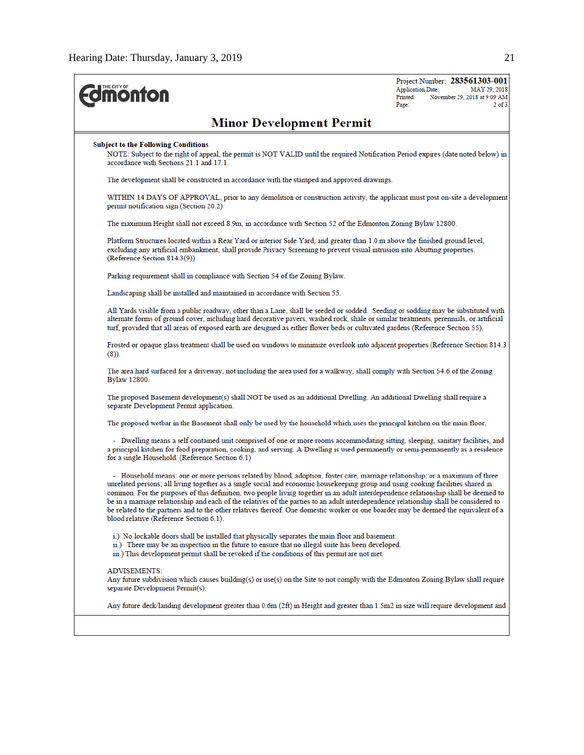Project Number: **283561303-001**
Application Date: MAY 29, 2018
Printed: November 29, 2018 at 9:09 AM
Page: 2 of 3

# Minor Development Permit

**Subject to the Following Conditions**

NOTE: Subject to the right of appeal, the permit is NOT VALID until the required Notification Period expires (date noted below) in accordance with Sections 21.1 and 17.1.

The development shall be constructed in accordance with the stamped and approved drawings.

WITHIN 14 DAYS OF APPROVAL, prior to any demolition or construction activity, the applicant must post on-site a development permit notification sign (Section 20.2)

The maximum Height shall not exceed 8.9m, in accordance with Section 52 of the Edmonton Zoning Bylaw 12800.

Platform Structures located within a Rear Yard or interior Side Yard, and greater than 1.0 m above the finished ground level, excluding any artificial embankment, shall provide Privacy Screening to prevent visual intrusion into Abutting properties. (Reference Section 814.3(9))

Parking requirement shall in compliance with Section 54 of the Zoning Bylaw.

Landscaping shall be installed and maintained in accordance with Section 55.

All Yards visible from a public roadway, other than a Lane, shall be seeded or sodded. Seeding or sodding may be substituted with alternate forms of ground cover, including hard decorative pavers, washed rock, shale or similar treatments, perennials, or artificial turf, provided that all areas of exposed earth are designed as either flower beds or cultivated gardens (Reference Section 55).

Frosted or opaque glass treatment shall be used on windows to minimize overlook into adjacent properties (Reference Section 814.3 (8)).

The area hard surfaced for a driveway, not including the area used for a walkway, shall comply with Section 54.6 of the Zoning Bylaw 12800.

The proposed Basement development(s) shall NOT be used as an additional Dwelling. An additional Dwelling shall require a separate Development Permit application.

The proposed wetbar in the Basement shall only be used by the household which uses the principal kitchen on the main floor.

- Dwelling means a self contained unit comprised of one or more rooms accommodating sitting, sleeping, sanitary facilities, and a principal kitchen for food preparation, cooking, and serving. A Dwelling is used permanently or semi-permanently as a residence for a single Household. (Reference Section 6.1)

- Household means: one or more persons related by blood, adoption, foster care, marriage relationship; or a maximum of three unrelated persons; all living together as a single social and economic housekeeping group and using cooking facilities shared in common. For the purposes of this definition, two people living together in an adult interdependence relationship shall be deemed to be in a marriage relationship and each of the relatives of the parties to an adult interdependence relationship shall be considered to be related to the partners and to the other relatives thereof. One domestic worker or one boarder may be deemed the equivalent of a blood relative (Reference Section 6.1).

i.) No lockable doors shall be installed that physically separates the main floor and basement.
ii.) There may be an inspection in the future to ensure that no illegal suite has been developed.
iii.) This development permit shall be revoked if the conditions of this permit are not met.

ADVISEMENTS:
Any future subdivision which causes building(s) or use(s) on the Site to not comply with the Edmonton Zoning Bylaw shall require separate Development Permit(s).

Any future deck/landing development greater than 0.6m (2ft) in Height and greater than 1.5m2 in size will require development and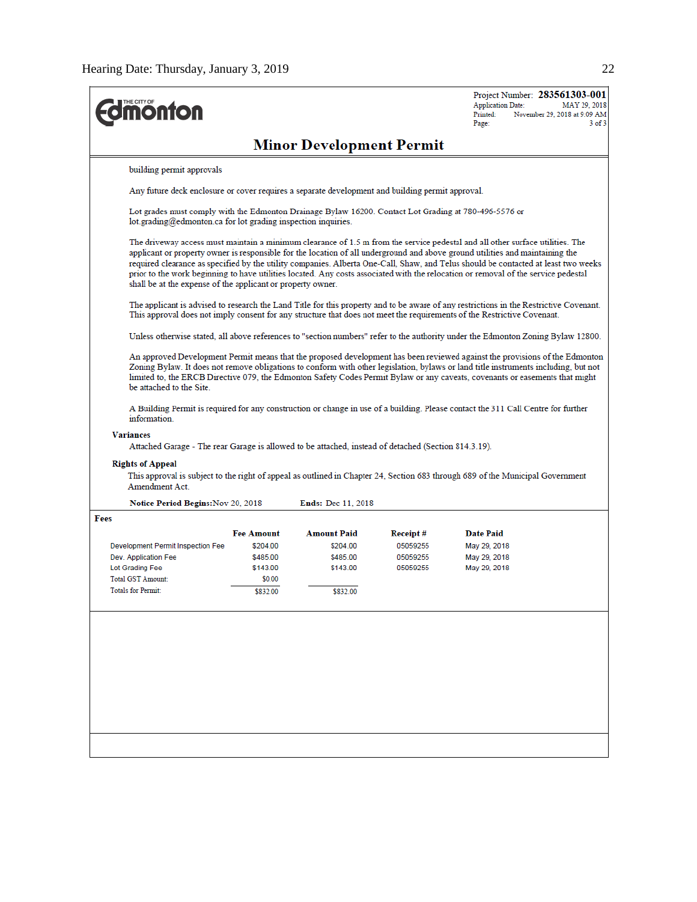Project Number: **283561303-001**
Application Date: MAY 29, 2018
Printed: November 29, 2018 at 9:09 AM
Page: 3 of 3

## Minor Development Permit

building permit approvals

Any future deck enclosure or cover requires a separate development and building permit approval.

Lot grades must comply with the Edmonton Drainage Bylaw 16200. Contact Lot Grading at 780-496-5576 or lot.grading@edmonton.ca for lot grading inspection inquiries.

The driveway access must maintain a minimum clearance of 1.5 m from the service pedestal and all other surface utilities. The applicant or property owner is responsible for the location of all underground and above ground utilities and maintaining the required clearance as specified by the utility companies. Alberta One-Call, Shaw, and Telus should be contacted at least two weeks prior to the work beginning to have utilities located. Any costs associated with the relocation or removal of the service pedestal shall be at the expense of the applicant or property owner.

The applicant is advised to research the Land Title for this property and to be aware of any restrictions in the Restrictive Covenant. This approval does not imply consent for any structure that does not meet the requirements of the Restrictive Covenant.

Unless otherwise stated, all above references to "section numbers" refer to the authority under the Edmonton Zoning Bylaw 12800.

An approved Development Permit means that the proposed development has been reviewed against the provisions of the Edmonton Zoning Bylaw. It does not remove obligations to conform with other legislation, bylaws or land title instruments including, but not limited to, the ERCB Directive 079, the Edmonton Safety Codes Permit Bylaw or any caveats, covenants or easements that might be attached to the Site.

A Building Permit is required for any construction or change in use of a building. Please contact the 311 Call Centre for further information.

**Variances**

Attached Garage - The rear Garage is allowed to be attached, instead of detached (Section 814.3.19).

**Rights of Appeal**

This approval is subject to the right of appeal as outlined in Chapter 24, Section 683 through 689 of the Municipal Government Amendment Act.

**Notice Period Begins:** Nov 20, 2018 **Ends:** Dec 11, 2018

**Fees**

| | Fee Amount | Amount Paid | Receipt # | Date Paid |
|---|---|---|---|---|
| Development Permit Inspection Fee | $204.00 | $204.00 | 05059255 | May 29, 2018 |
| Dev. Application Fee | $485.00 | $485.00 | 05059255 | May 29, 2018 |
| Lot Grading Fee | $143.00 | $143.00 | 05059255 | May 29, 2018 |
| Total GST Amount: | $0.00 | | | |
| Totals for Permit: | $832.00 | $832.00 | | |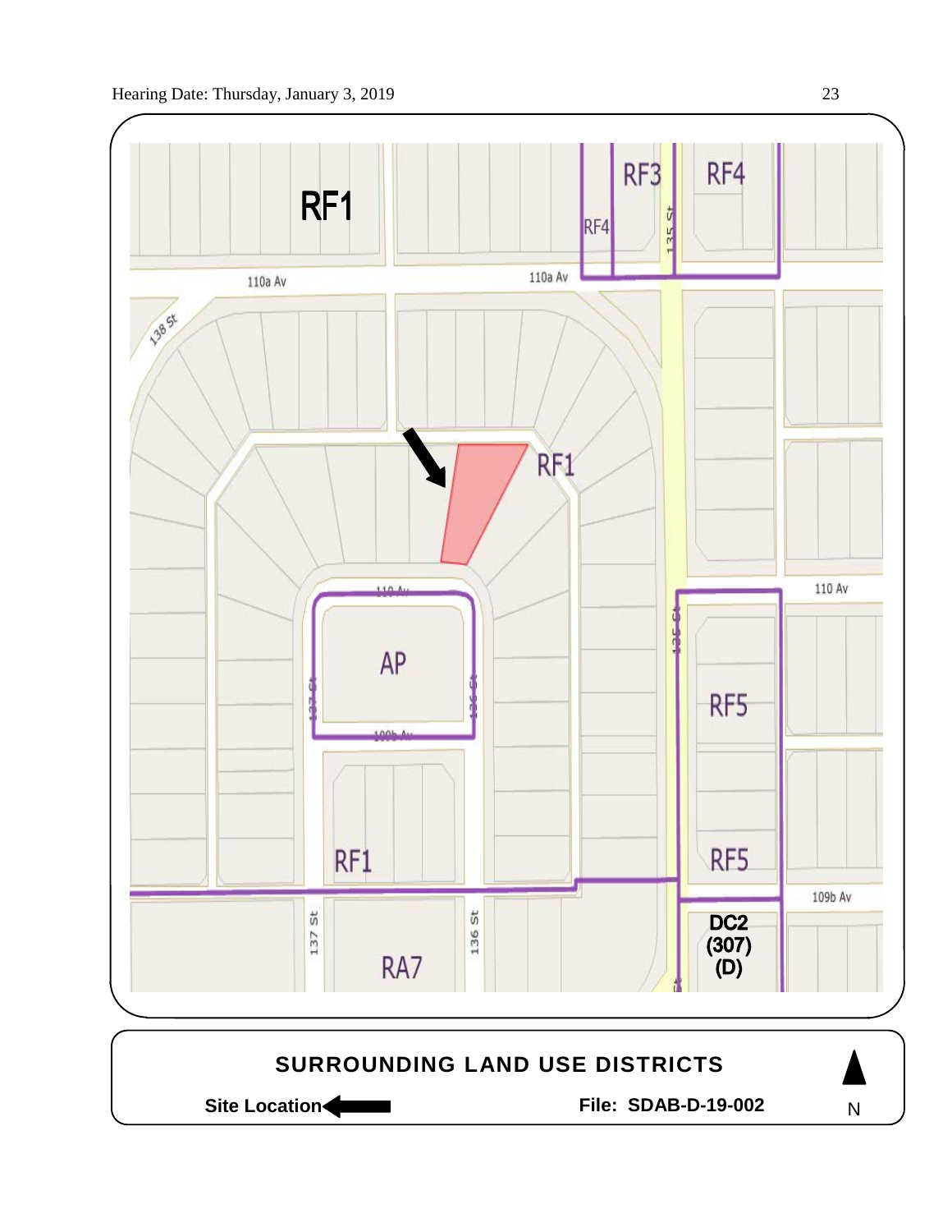RF1

110a Av

110a Av

138 St

RF4

RF3

RF4

135 St

RF1

110 Av

AP

137 St

136 St

109b Av

110 Av

135 St

RF5

RF1

RF5

109b Av

137 St

136 St

RA7

DC2
(307)
(D)

**SURROUNDING LAND USE DISTRICTS**

**Site Location**

**File: SDAB-D-19-002**

N